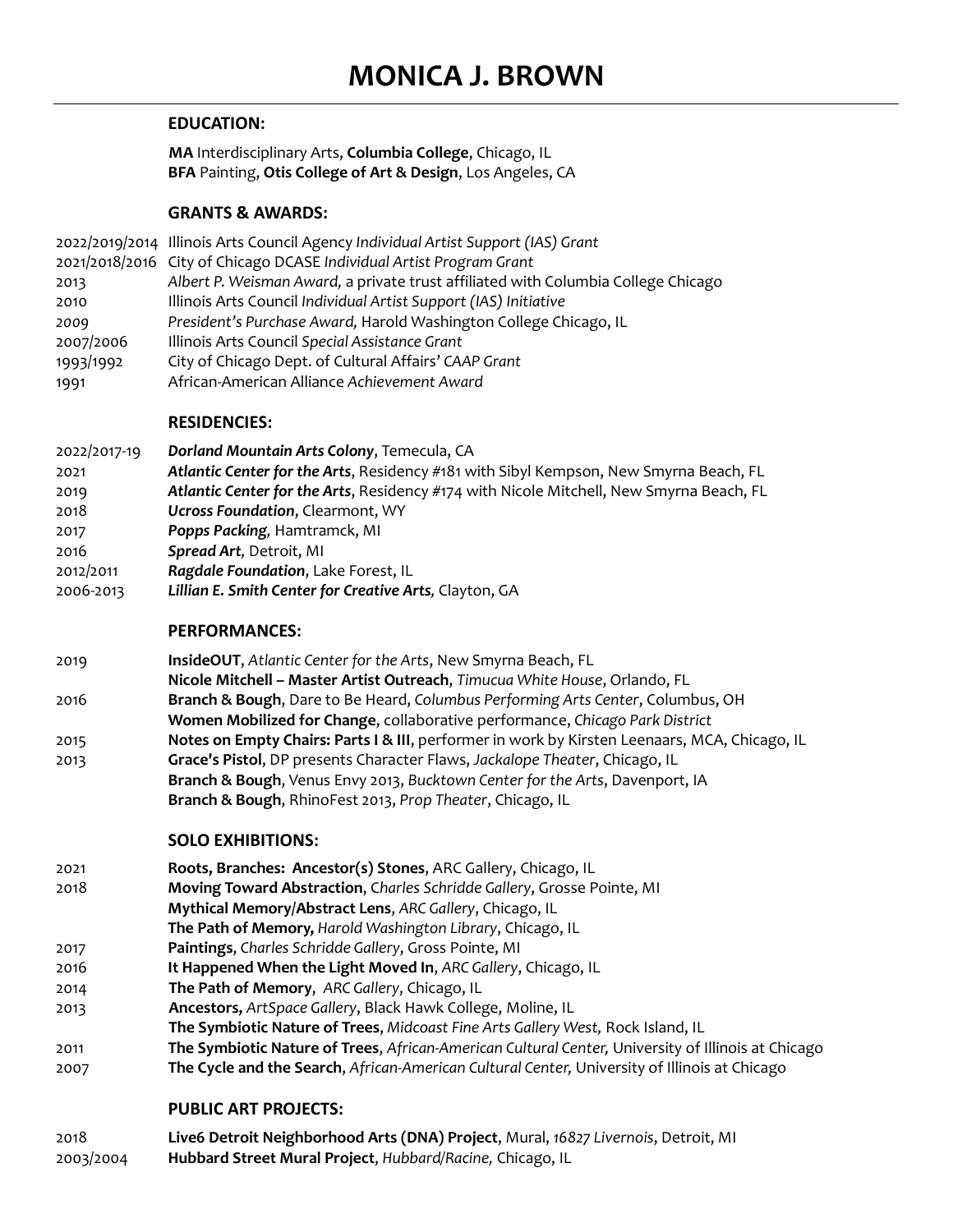# MONICA J. BROWN

## EDUCATION:

**MA** Interdisciplinary Arts, **Columbia College**, Chicago, IL
**BFA** Painting, **Otis College of Art & Design**, Los Angeles, CA

## GRANTS & AWARDS:

| | |
|---|---|
| 2022/2019/2014 | Illinois Arts Council Agency *Individual Artist Support (IAS) Grant* |
| 2021/2018/2016 | City of Chicago DCASE *Individual Artist Program Grant* |
| 2013 | *Albert P. Weisman Award,* a private trust affiliated with Columbia College Chicago |
| 2010 | Illinois Arts Council *Individual Artist Support (IAS) Initiative* |
| 2009 | *President's Purchase Award,* Harold Washington College Chicago, IL |
| 2007/2006 | Illinois Arts Council *Special Assistance Grant* |
| 1993/1992 | City of Chicago Dept. of Cultural Affairs' *CAAP Grant* |
| 1991 | African-American Alliance *Achievement Award* |

## RESIDENCIES:

| | |
|---|---|
| 2022/2017-19 | ***Dorland Mountain Arts Colony***, Temecula, CA |
| 2021 | ***Atlantic Center for the Arts***, Residency #181 with Sibyl Kempson, New Smyrna Beach, FL |
| 2019 | ***Atlantic Center for the Arts***, Residency #174 with Nicole Mitchell, New Smyrna Beach, FL |
| 2018 | ***Ucross Foundation***, Clearmont, WY |
| 2017 | ***Popps Packing,*** Hamtramck, MI |
| 2016 | ***Spread Art,*** Detroit, MI |
| 2012/2011 | ***Ragdale Foundation***, Lake Forest, IL |
| 2006-2013 | ***Lillian E. Smith Center for Creative Arts,*** Clayton, GA |

## PERFORMANCES:

| | |
|---|---|
| 2019 | **InsideOUT**, *Atlantic Center for the Arts*, New Smyrna Beach, FL |
| | **Nicole Mitchell – Master Artist Outreach**, *Timucua White House*, Orlando, FL |
| 2016 | **Branch & Bough**, Dare to Be Heard, *Columbus Performing Arts Center*, Columbus, OH |
| | **Women Mobilized for Change**, collaborative performance, *Chicago Park District* |
| 2015 | **Notes on Empty Chairs: Parts I & III**, performer in work by Kirsten Leenaars, MCA, Chicago, IL |
| 2013 | **Grace's Pistol**, DP presents Character Flaws, *Jackalope Theater*, Chicago, IL |
| | **Branch & Bough**, Venus Envy 2013, *Bucktown Center for the Arts*, Davenport, IA |
| | **Branch & Bough**, RhinoFest 2013, *Prop Theater*, Chicago, IL |

## SOLO EXHIBITIONS:

| | |
|---|---|
| 2021 | **Roots, Branches: Ancestor(s) Stones**, ARC Gallery, Chicago, IL |
| 2018 | **Moving Toward Abstraction**, *Charles Schridde Gallery*, Grosse Pointe, MI |
| | **Mythical Memory/Abstract Lens**, *ARC Gallery*, Chicago, IL |
| | **The Path of Memory,** *Harold Washington Library*, Chicago, IL |
| 2017 | **Paintings**, *Charles Schridde Gallery*, Gross Pointe, MI |
| 2016 | **It Happened When the Light Moved In**, *ARC Gallery*, Chicago, IL |
| 2014 | **The Path of Memory**, *ARC Gallery*, Chicago, IL |
| 2013 | **Ancestors,** *ArtSpace Gallery*, Black Hawk College, Moline, IL |
| | **The Symbiotic Nature of Trees,** *Midcoast Fine Arts Gallery West,* Rock Island, IL |
| 2011 | **The Symbiotic Nature of Trees,** *African-American Cultural Center,* University of Illinois at Chicago |
| 2007 | **The Cycle and the Search**, *African-American Cultural Center,* University of Illinois at Chicago |

## PUBLIC ART PROJECTS:

| | |
|---|---|
| 2018 | **Live6 Detroit Neighborhood Arts (DNA) Project**, Mural, *16827 Livernois*, Detroit, MI |
| 2003/2004 | **Hubbard Street Mural Project**, *Hubbard/Racine,* Chicago, IL |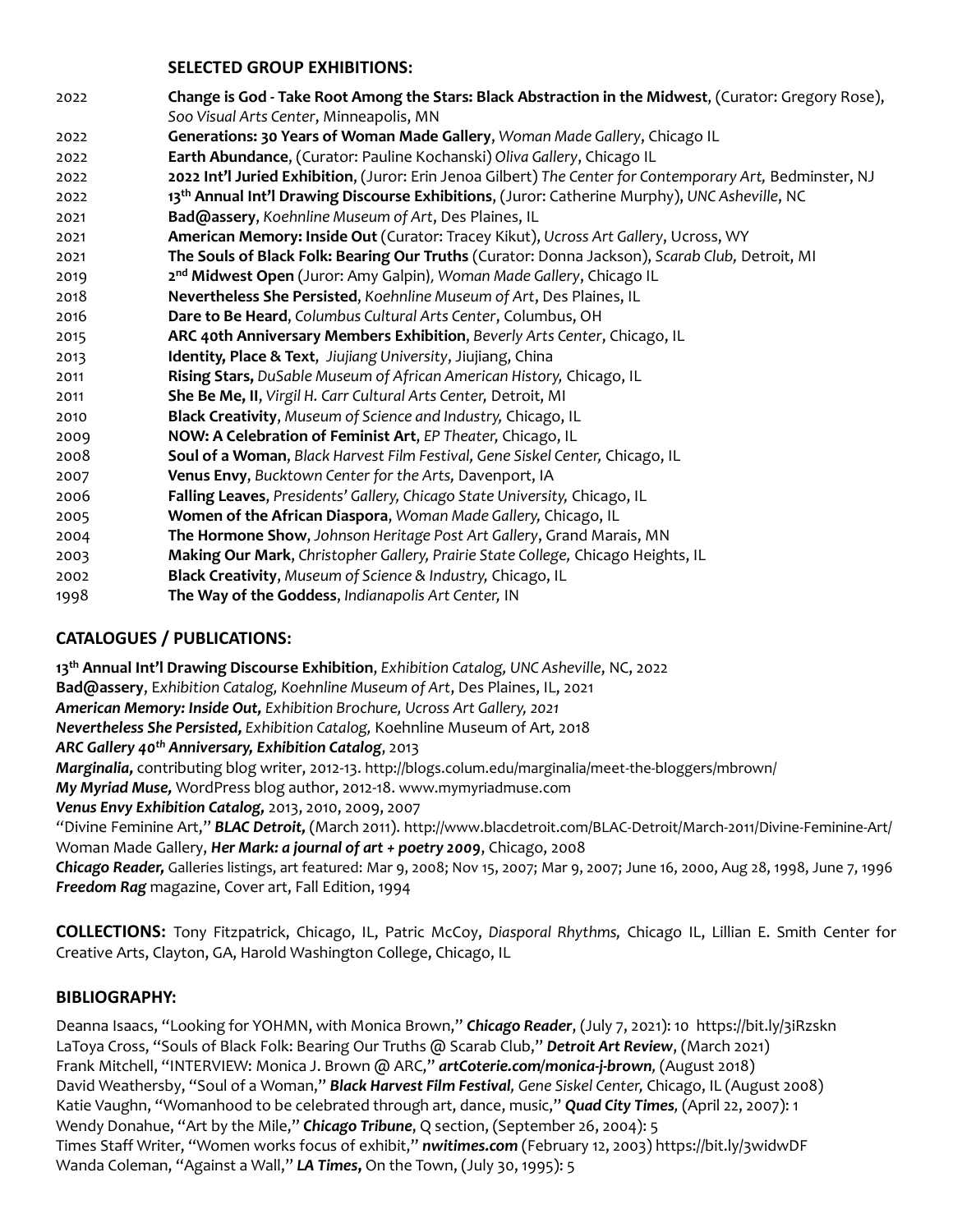**SELECTED GROUP EXHIBITIONS:**

2022 **Change is God - Take Root Among the Stars: Black Abstraction in the Midwest**, (Curator: Gregory Rose), *Soo Visual Arts Center*, Minneapolis, MN

2022 **Generations: 30 Years of Woman Made Gallery**, *Woman Made Gallery*, Chicago IL

2022 **Earth Abundance**, (Curator: Pauline Kochanski) *Oliva Gallery*, Chicago IL

2022 **2022 Int'l Juried Exhibition**, (Juror: Erin Jenoa Gilbert) *The Center for Contemporary Art,* Bedminster, NJ

2022 **13th Annual Int'l Drawing Discourse Exhibitions**, (Juror: Catherine Murphy), *UNC Asheville*, NC

2021 **Bad@assery**, *Koehnline Museum of Art*, Des Plaines, IL

2021 **American Memory: Inside Out** (Curator: Tracey Kikut), *Ucross Art Gallery*, Ucross, WY

2021 **The Souls of Black Folk: Bearing Our Truths** (Curator: Donna Jackson), *Scarab Club,* Detroit, MI

2019 **2nd Midwest Open** (Juror: Amy Galpin)*, Woman Made Gallery*, Chicago IL

2018 **Nevertheless She Persisted**, *Koehnline Museum of Art*, Des Plaines, IL

2016 **Dare to Be Heard**, *Columbus Cultural Arts Center*, Columbus, OH

2015 **ARC 40th Anniversary Members Exhibition**, *Beverly Arts Center*, Chicago, IL

2013 **Identity, Place & Text**, *Jiujiang University*, Jiujiang, China

2011 **Rising Stars,** *DuSable Museum of African American History,* Chicago, IL

2011 **She Be Me, II**, *Virgil H. Carr Cultural Arts Center,* Detroit, MI

2010 **Black Creativity**, *Museum of Science and Industry,* Chicago, IL

2009 **NOW: A Celebration of Feminist Art**, *EP Theater,* Chicago, IL

2008 **Soul of a Woman**, *Black Harvest Film Festival, Gene Siskel Center,* Chicago, IL

2007 **Venus Envy**, *Bucktown Center for the Arts,* Davenport, IA

2006 **Falling Leaves**, *Presidents' Gallery, Chicago State University,* Chicago, IL

2005 **Women of the African Diaspora**, *Woman Made Gallery,* Chicago, IL

2004 **The Hormone Show**, *Johnson Heritage Post Art Gallery*, Grand Marais, MN

2003 **Making Our Mark**, *Christopher Gallery, Prairie State College,* Chicago Heights, IL

2002 **Black Creativity**, *Museum of Science & Industry,* Chicago, IL

1998 **The Way of the Goddess**, *Indianapolis Art Center,* IN

**CATALOGUES / PUBLICATIONS:**

**13th Annual Int'l Drawing Discourse Exhibition**, *Exhibition Catalog, UNC Asheville*, NC, 2022
**Bad@assery**, E*xhibition Catalog, Koehnline Museum of Art*, Des Plaines, IL, 2021
***American Memory: Inside Out,*** *Exhibition Brochure, Ucross Art Gallery, 2021*
***Nevertheless She Persisted,*** *Exhibition Catalog,* Koehnline Museum of Art*,* 2018
***ARC Gallery 40th Anniversary, Exhibition Catalog***, 2013
***Marginalia,*** contributing blog writer, 2012-13. http://blogs.colum.edu/marginalia/meet-the-bloggers/mbrown/
***My Myriad Muse,*** WordPress blog author, 2012-18. www.mymyriadmuse.com
***Venus Envy Exhibition Catalog,*** 2013, 2010, 2009, 2007
"Divine Feminine Art," ***BLAC Detroit,*** (March 2011). http://www.blacdetroit.com/BLAC-Detroit/March-2011/Divine-Feminine-Art/
Woman Made Gallery, ***Her Mark: a journal of art + poetry 2009***, Chicago, 2008
***Chicago Reader,*** Galleries listings, art featured: Mar 9, 2008; Nov 15, 2007; Mar 9, 2007; June 16, 2000, Aug 28, 1998, June 7, 1996
***Freedom Rag*** magazine, Cover art, Fall Edition, 1994

**COLLECTIONS:** Tony Fitzpatrick, Chicago, IL, Patric McCoy, *Diasporal Rhythms,* Chicago IL, Lillian E. Smith Center for Creative Arts, Clayton, GA, Harold Washington College, Chicago, IL

**BIBLIOGRAPHY:**

Deanna Isaacs, "Looking for YOHMN, with Monica Brown," ***Chicago Reader***, (July 7, 2021): 10 https://bit.ly/3iRzskn
LaToya Cross, "Souls of Black Folk: Bearing Our Truths @ Scarab Club," ***Detroit Art Review***, (March 2021)
Frank Mitchell, "INTERVIEW: Monica J. Brown @ ARC," ***artCoterie.com/monica-j-brown****,* (August 2018)
David Weathersby, "Soul of a Woman," ***Black Harvest Film Festival****, Gene Siskel Center,* Chicago, IL (August 2008)
Katie Vaughn, "Womanhood to be celebrated through art, dance, music," ***Quad City Times****,* (April 22, 2007): 1
Wendy Donahue, "Art by the Mile," ***Chicago Tribune***, Q section, (September 26, 2004): 5
Times Staff Writer, "Women works focus of exhibit," ***nwitimes.com*** (February 12, 2003) https://bit.ly/3widwDF
Wanda Coleman, "Against a Wall," ***LA Times,*** On the Town, (July 30, 1995): 5